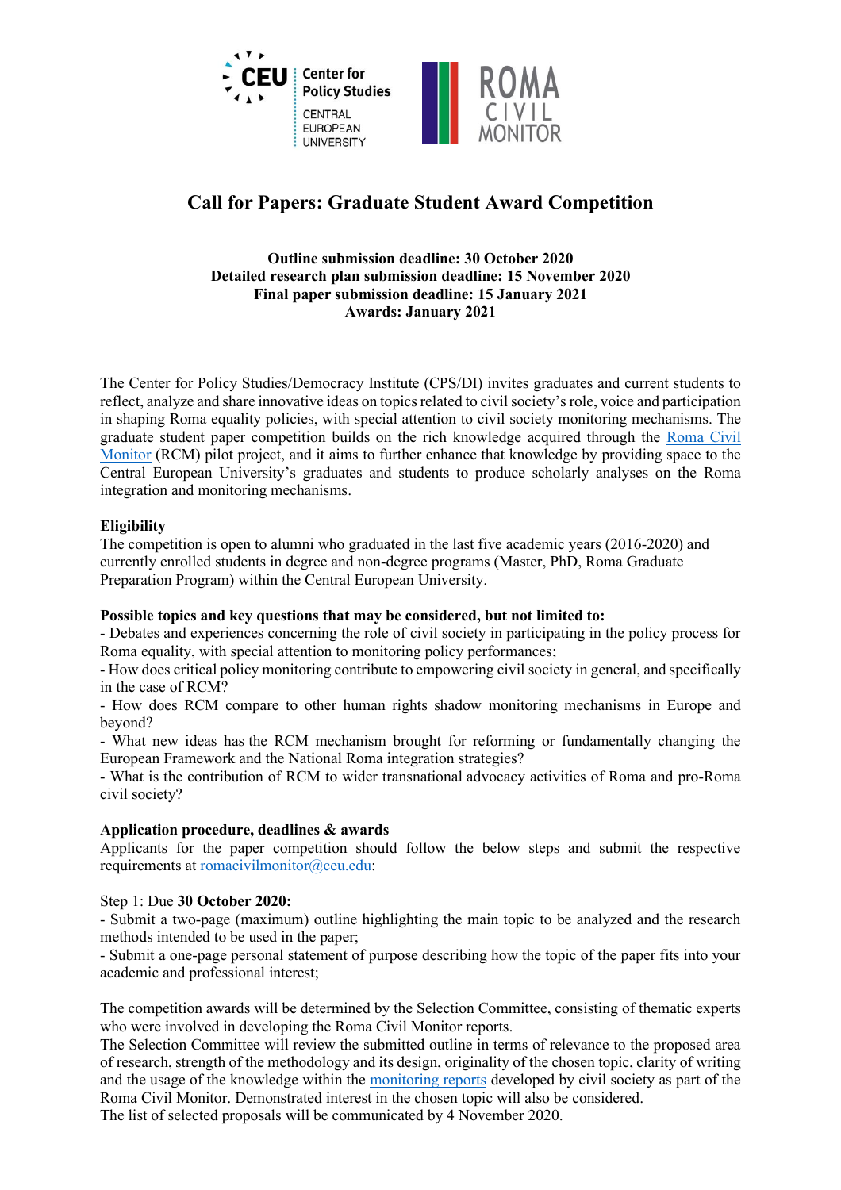# Call for Papers: Graduate Student Award Competition

**Outline submission deadline: 30 October 2020**
**Detailed research plan submission deadline: 15 November 2020**
**Final paper submission deadline: 15 January 2021**
**Awards: January 2021**

The Center for Policy Studies/Democracy Institute (CPS/DI) invites graduates and current students to reflect, analyze and share innovative ideas on topics related to civil society's role, voice and participation in shaping Roma equality policies, with special attention to civil society monitoring mechanisms. The graduate student paper competition builds on the rich knowledge acquired through the Roma Civil Monitor (RCM) pilot project, and it aims to further enhance that knowledge by providing space to the Central European University's graduates and students to produce scholarly analyses on the Roma integration and monitoring mechanisms.

**Eligibility**

The competition is open to alumni who graduated in the last five academic years (2016-2020) and currently enrolled students in degree and non-degree programs (Master, PhD, Roma Graduate Preparation Program) within the Central European University.

**Possible topics and key questions that may be considered, but not limited to:**

- Debates and experiences concerning the role of civil society in participating in the policy process for Roma equality, with special attention to monitoring policy performances;
- How does critical policy monitoring contribute to empowering civil society in general, and specifically in the case of RCM?
- How does RCM compare to other human rights shadow monitoring mechanisms in Europe and beyond?
- What new ideas has the RCM mechanism brought for reforming or fundamentally changing the European Framework and the National Roma integration strategies?
- What is the contribution of RCM to wider transnational advocacy activities of Roma and pro-Roma civil society?

**Application procedure, deadlines & awards**

Applicants for the paper competition should follow the below steps and submit the respective requirements at romacivilmonitor@ceu.edu:

Step 1: Due **30 October 2020:**

- Submit a two-page (maximum) outline highlighting the main topic to be analyzed and the research methods intended to be used in the paper;
- Submit a one-page personal statement of purpose describing how the topic of the paper fits into your academic and professional interest;

The competition awards will be determined by the Selection Committee, consisting of thematic experts who were involved in developing the Roma Civil Monitor reports.
The Selection Committee will review the submitted outline in terms of relevance to the proposed area of research, strength of the methodology and its design, originality of the chosen topic, clarity of writing and the usage of the knowledge within the monitoring reports developed by civil society as part of the Roma Civil Monitor. Demonstrated interest in the chosen topic will also be considered.
The list of selected proposals will be communicated by 4 November 2020.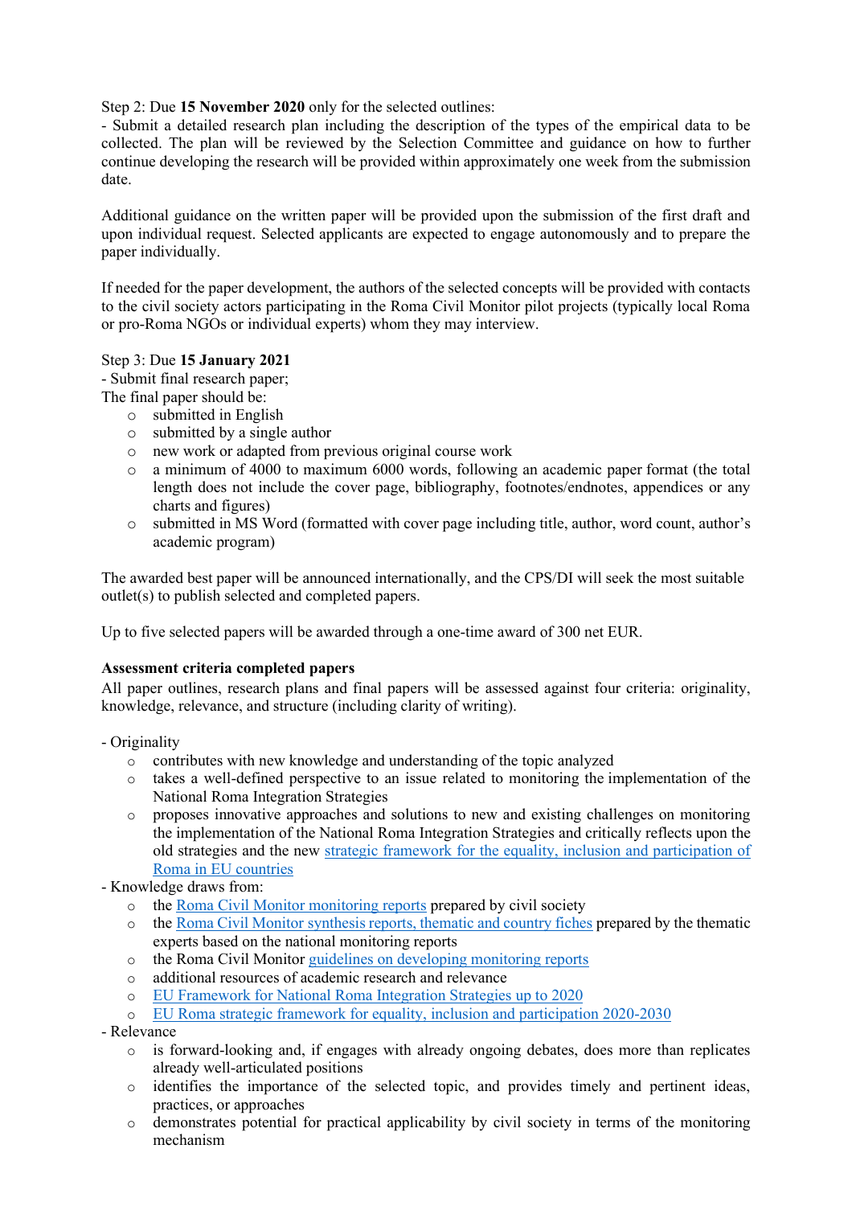Step 2: Due **15 November 2020** only for the selected outlines:
- Submit a detailed research plan including the description of the types of the empirical data to be collected. The plan will be reviewed by the Selection Committee and guidance on how to further continue developing the research will be provided within approximately one week from the submission date.

Additional guidance on the written paper will be provided upon the submission of the first draft and upon individual request. Selected applicants are expected to engage autonomously and to prepare the paper individually.

If needed for the paper development, the authors of the selected concepts will be provided with contacts to the civil society actors participating in the Roma Civil Monitor pilot projects (typically local Roma or pro-Roma NGOs or individual experts) whom they may interview.

Step 3: Due **15 January 2021**
- Submit final research paper;

The final paper should be:

- submitted in English
- submitted by a single author
- new work or adapted from previous original course work
- a minimum of 4000 to maximum 6000 words, following an academic paper format (the total length does not include the cover page, bibliography, footnotes/endnotes, appendices or any charts and figures)
- submitted in MS Word (formatted with cover page including title, author, word count, author's academic program)

The awarded best paper will be announced internationally, and the CPS/DI will seek the most suitable outlet(s) to publish selected and completed papers.

Up to five selected papers will be awarded through a one-time award of 300 net EUR.

**Assessment criteria completed papers**

All paper outlines, research plans and final papers will be assessed against four criteria: originality, knowledge, relevance, and structure (including clarity of writing).

- Originality
  - contributes with new knowledge and understanding of the topic analyzed
  - takes a well-defined perspective to an issue related to monitoring the implementation of the National Roma Integration Strategies
  - proposes innovative approaches and solutions to new and existing challenges on monitoring the implementation of the National Roma Integration Strategies and critically reflects upon the old strategies and the new strategic framework for the equality, inclusion and participation of Roma in EU countries
- Knowledge draws from:
  - the Roma Civil Monitor monitoring reports prepared by civil society
  - the Roma Civil Monitor synthesis reports, thematic and country fiches prepared by the thematic experts based on the national monitoring reports
  - the Roma Civil Monitor guidelines on developing monitoring reports
  - additional resources of academic research and relevance
  - EU Framework for National Roma Integration Strategies up to 2020
  - EU Roma strategic framework for equality, inclusion and participation 2020-2030
- Relevance
  - is forward-looking and, if engages with already ongoing debates, does more than replicates already well-articulated positions
  - identifies the importance of the selected topic, and provides timely and pertinent ideas, practices, or approaches
  - demonstrates potential for practical applicability by civil society in terms of the monitoring mechanism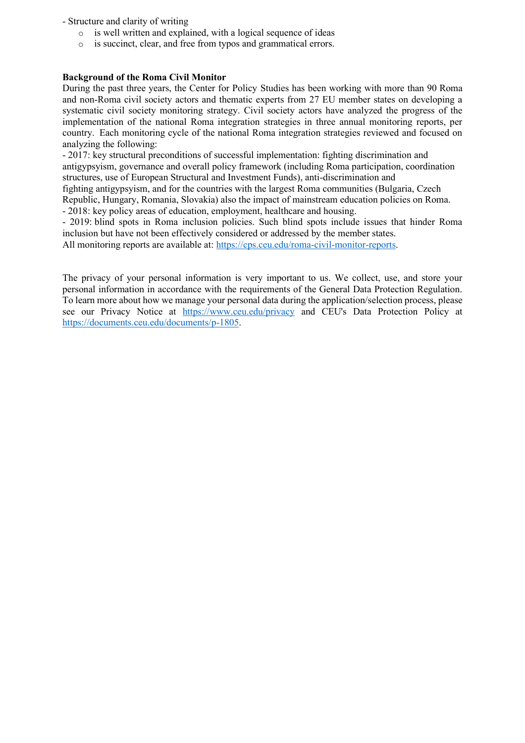- Structure and clarity of writing
    - is well written and explained, with a logical sequence of ideas
    - is succinct, clear, and free from typos and grammatical errors.

**Background of the Roma Civil Monitor**

During the past three years, the Center for Policy Studies has been working with more than 90 Roma and non-Roma civil society actors and thematic experts from 27 EU member states on developing a systematic civil society monitoring strategy. Civil society actors have analyzed the progress of the implementation of the national Roma integration strategies in three annual monitoring reports, per country. Each monitoring cycle of the national Roma integration strategies reviewed and focused on analyzing the following:

- 2017: key structural preconditions of successful implementation: fighting discrimination and antigypsyism, governance and overall policy framework (including Roma participation, coordination structures, use of European Structural and Investment Funds), anti-discrimination and fighting antigypsyism, and for the countries with the largest Roma communities (Bulgaria, Czech Republic, Hungary, Romania, Slovakia) also the impact of mainstream education policies on Roma.
- 2018: key policy areas of education, employment, healthcare and housing.
- 2019: blind spots in Roma inclusion policies. Such blind spots include issues that hinder Roma inclusion but have not been effectively considered or addressed by the member states.

All monitoring reports are available at: https://cps.ceu.edu/roma-civil-monitor-reports.

The privacy of your personal information is very important to us. We collect, use, and store your personal information in accordance with the requirements of the General Data Protection Regulation. To learn more about how we manage your personal data during the application/selection process, please see our Privacy Notice at https://www.ceu.edu/privacy and CEU's Data Protection Policy at https://documents.ceu.edu/documents/p-1805.